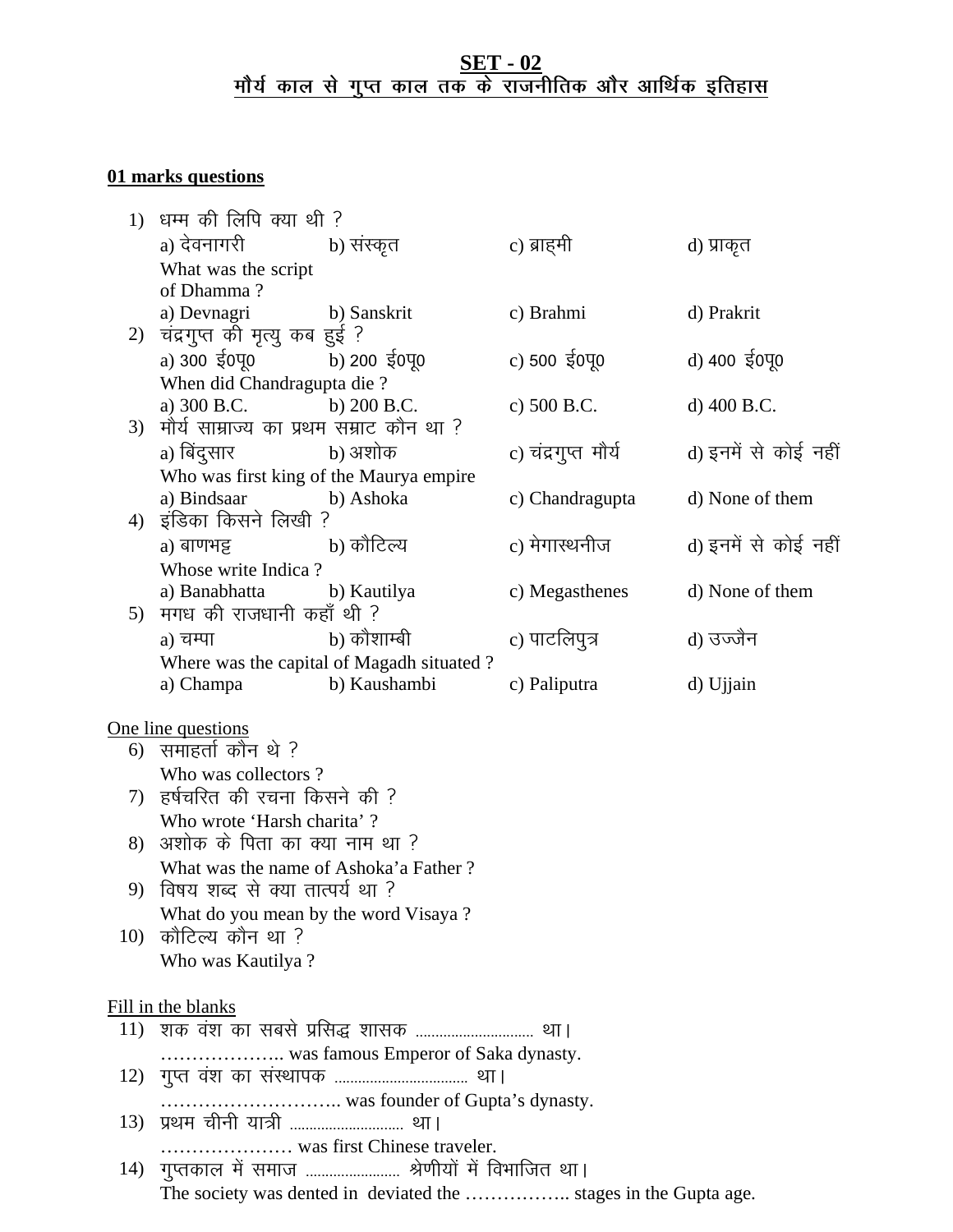## SET - 02

## मौर्य काल से गुप्त काल तक के राजनीतिक और आर्थिक इतिहास

**01 marks questions**

1) धम्म की लिपि क्या थी ?
   a) देवनागरी b) संस्कृत c) ब्राह्मी d) प्राकृत
   What was the script of Dhamma ?
   a) Devnagri b) Sanskrit c) Brahmi d) Prakrit

2) चंद्रगुप्त की मृत्यु कब हुई ?
   a) 300 ई0पू0 b) 200 ई0पू0 c) 500 ई0पू0 d) 400 ई0पू0
   When did Chandragupta die ?
   a) 300 B.C. b) 200 B.C. c) 500 B.C. d) 400 B.C.

3) मौर्य साम्राज्य का प्रथम सम्राट कौन था ?
   a) बिंदुसार b) अशोक c) चंद्रगुप्त मौर्य d) इनमें से कोई नहीं
   Who was first king of the Maurya empire
   a) Bindsaar b) Ashoka c) Chandragupta d) None of them

4) इंडिका किसने लिखी ?
   a) बाणभट्ट b) कौटिल्य c) मेगास्थनीज d) इनमें से कोई नहीं
   Whose write Indica ?
   a) Banabhatta b) Kautilya c) Megasthenes d) None of them

5) मगध की राजधानी कहाँ थी ?
   a) चम्पा b) कौशाम्बी c) पाटलिपुत्र d) उज्जैन
   Where was the capital of Magadh situated ?
   a) Champa b) Kaushambi c) Paliputra d) Ujjain

One line questions

6) समाहर्ता कौन थे ?
   Who was collectors ?

7) हर्षचरित की रचना किसने की ?
   Who wrote 'Harsh charita' ?

8) अशोक के पिता का क्या नाम था ?
   What was the name of Ashoka'a Father ?

9) विषय शब्द से क्या तात्पर्य था ?
   What do you mean by the word Visaya ?

10) कौटिल्य कौन था ?
    Who was Kautilya ?

Fill in the blanks

11) शक वंश का सबसे प्रसिद्ध शासक .............................. था।
    ……………….. was famous Emperor of Saka dynasty.

12) गुप्त वंश का संस्थापक ................................. था।
    ……………………….. was founder of Gupta's dynasty.

13) प्रथम चीनी यात्री ............................ था।
    ………………… was first Chinese traveler.

14) गुप्तकाल में समाज ....................... श्रेणीयों में विभाजित था।
    The society was dented in deviated the …………….. stages in the Gupta age.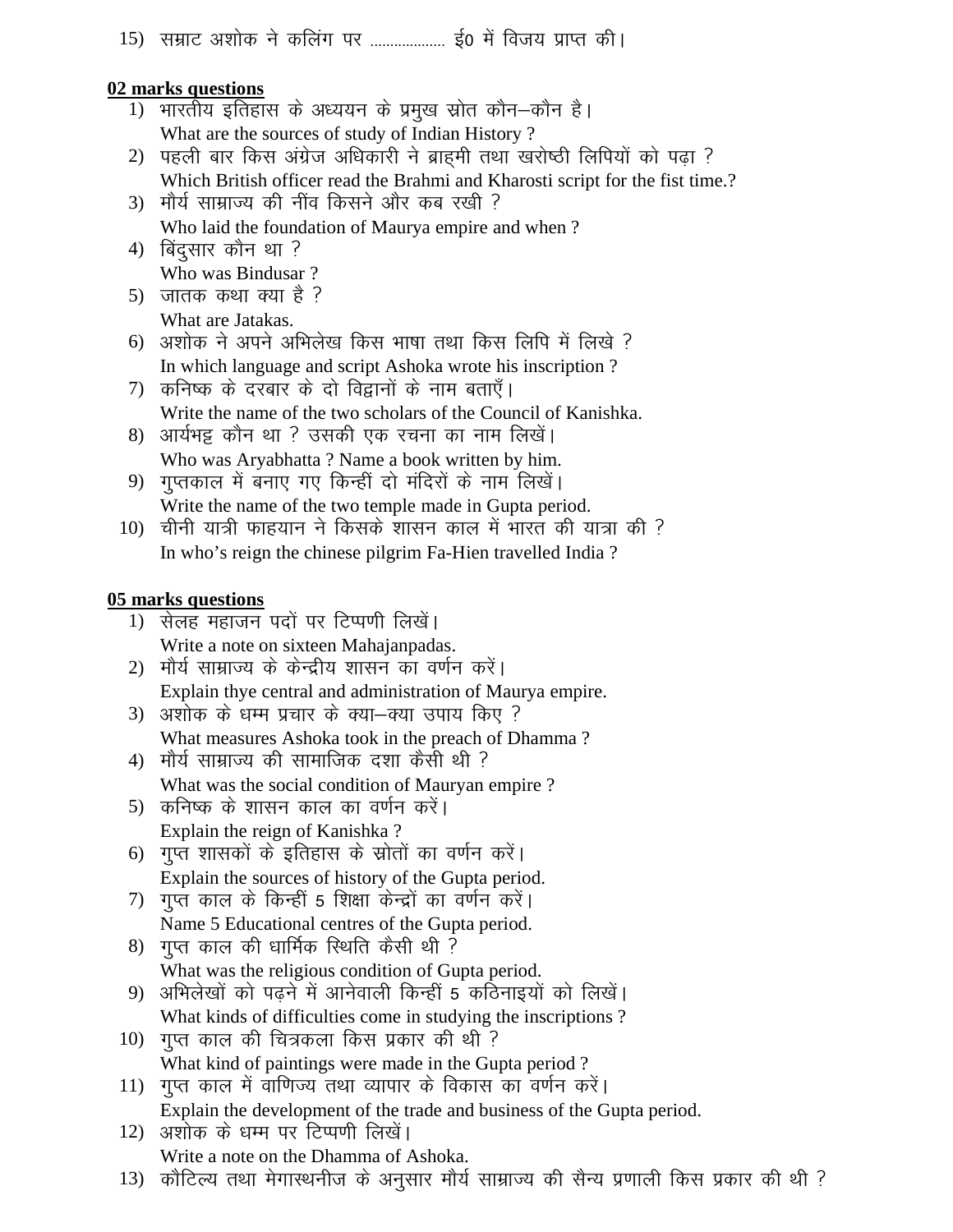15) सम्राट अशोक ने कलिंग पर .................. ई0 में विजय प्राप्त की।

**02 marks questions**

1) भारतीय इतिहास के अध्ययन के प्रमुख स्रोत कौन–कौन है।
   What are the sources of study of Indian History ?
2) पहली बार किस अंग्रेज अधिकारी ने ब्राह्मी तथा खरोष्ठी लिपियों को पढ़ा ?
   Which British officer read the Brahmi and Kharosti script for the fist time.?
3) मौर्य साम्राज्य की नींव किसने और कब रखी ?
   Who laid the foundation of Maurya empire and when ?
4) बिंदुसार कौन था ?
   Who was Bindusar ?
5) जातक कथा क्या है ?
   What are Jatakas.
6) अशोक ने अपने अभिलेख किस भाषा तथा किस लिपि में लिखे ?
   In which language and script Ashoka wrote his inscription ?
7) कनिष्क के दरबार के दो विद्वानों के नाम बताएँ।
   Write the name of the two scholars of the Council of Kanishka.
8) आर्यभट्ट कौन था ? उसकी एक रचना का नाम लिखें।
   Who was Aryabhatta ? Name a book written by him.
9) गुप्तकाल में बनाए गए किन्हीं दो मंदिरों के नाम लिखें।
   Write the name of the two temple made in Gupta period.
10) चीनी यात्री फाहयान ने किसके शासन काल में भारत की यात्रा की ?
    In who's reign the chinese pilgrim Fa-Hien travelled India ?

**05 marks questions**

1) सेलह महाजन पदों पर टिप्पणी लिखें।
   Write a note on sixteen Mahajanpadas.
2) मौर्य साम्राज्य के केन्द्रीय शासन का वर्णन करें।
   Explain thye central and administration of Maurya empire.
3) अशोक के धम्म प्रचार के क्या–क्या उपाय किए ?
   What measures Ashoka took in the preach of Dhamma ?
4) मौर्य साम्राज्य की सामाजिक दशा कैसी थी ?
   What was the social condition of Mauryan empire ?
5) कनिष्क के शासन काल का वर्णन करें।
   Explain the reign of Kanishka ?
6) गुप्त शासकों के इतिहास के स्रोतों का वर्णन करें।
   Explain the sources of history of the Gupta period.
7) गुप्त काल के किन्हीं 5 शिक्षा केन्द्रों का वर्णन करें।
   Name 5 Educational centres of the Gupta period.
8) गुप्त काल की धार्मिक स्थिति कैसी थी ?
   What was the religious condition of Gupta period.
9) अभिलेखों को पढ़ने में आनेवाली किन्हीं 5 कठिनाइयों को लिखें।
   What kinds of difficulties come in studying the inscriptions ?
10) गुप्त काल की चित्रकला किस प्रकार की थी ?
    What kind of paintings were made in the Gupta period ?
11) गुप्त काल में वाणिज्य तथा व्यापार के विकास का वर्णन करें।
    Explain the development of the trade and business of the Gupta period.
12) अशोक के धम्म पर टिप्पणी लिखें।
    Write a note on the Dhamma of Ashoka.
13) कौटिल्य तथा मेगास्थनीज के अनुसार मौर्य साम्राज्य की सैन्य प्रणाली किस प्रकार की थी ?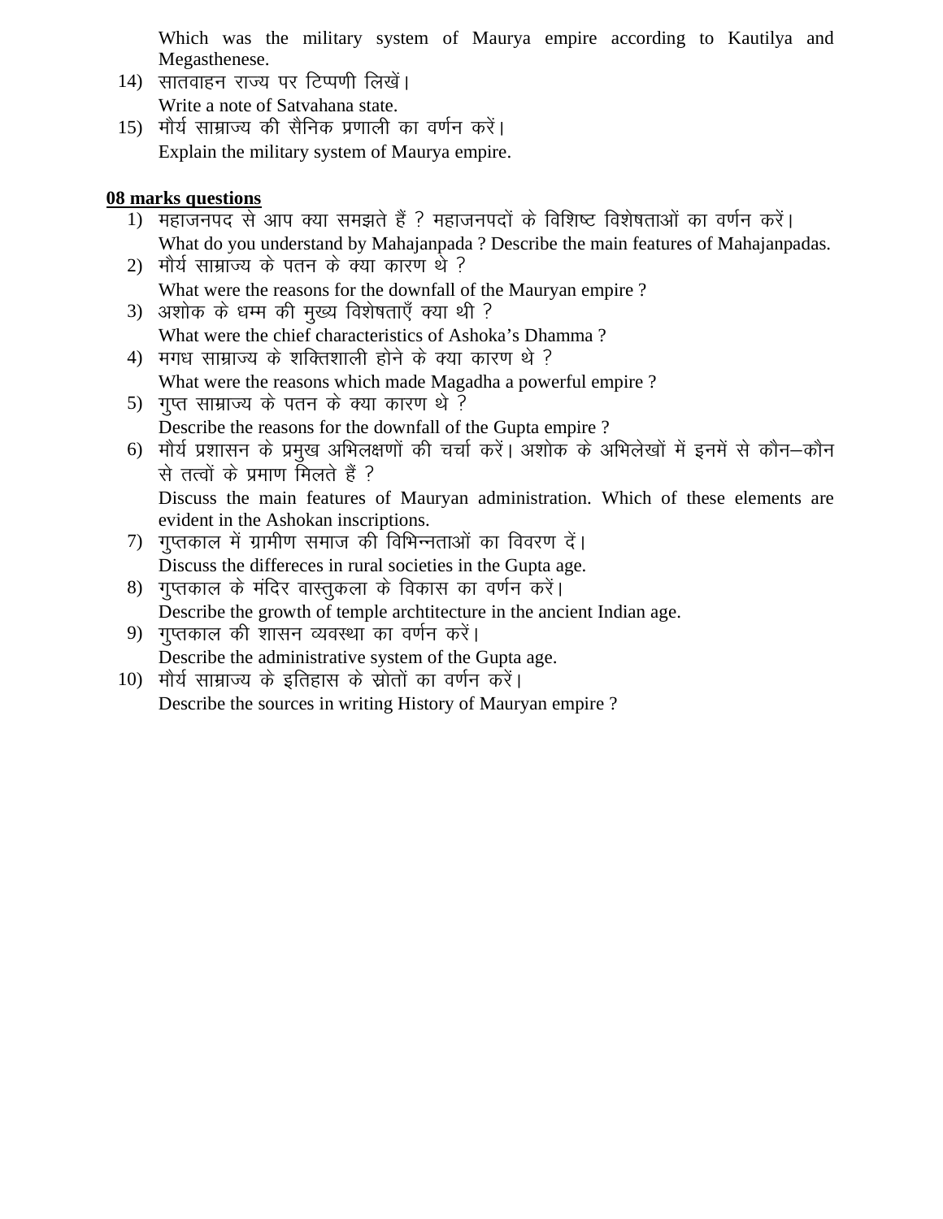Which was the military system of Maurya empire according to Kautilya and Megasthenese.

14) सातवाहन राज्य पर टिप्पणी लिखें।
    Write a note of Satvahana state.
15) मौर्य साम्राज्य की सैनिक प्रणाली का वर्णन करें।
    Explain the military system of Maurya empire.

**08 marks questions**

1) महाजनपद से आप क्या समझते हैं ? महाजनपदों के विशिष्ट विशेषताओं का वर्णन करें।
   What do you understand by Mahajanpada ? Describe the main features of Mahajanpadas.
2) मौर्य साम्राज्य के पतन के क्या कारण थे ?
   What were the reasons for the downfall of the Mauryan empire ?
3) अशोक के धम्म की मुख्य विशेषताएँ क्या थी ?
   What were the chief characteristics of Ashoka's Dhamma ?
4) मगध साम्राज्य के शक्तिशाली होने के क्या कारण थे ?
   What were the reasons which made Magadha a powerful empire ?
5) गुप्त साम्राज्य के पतन के क्या कारण थे ?
   Describe the reasons for the downfall of the Gupta empire ?
6) मौर्य प्रशासन के प्रमुख अभिलक्षणों की चर्चा करें। अशोक के अभिलेखों में इनमें से कौन–कौन से तत्वों के प्रमाण मिलते हैं ?
   Discuss the main features of Mauryan administration. Which of these elements are evident in the Ashokan inscriptions.
7) गुप्तकाल में ग्रामीण समाज की विभिन्नताओं का विवरण दें।
   Discuss the differeces in rural societies in the Gupta age.
8) गुप्तकाल के मंदिर वास्तुकला के विकास का वर्णन करें।
   Describe the growth of temple archtitecture in the ancient Indian age.
9) गुप्तकाल की शासन व्यवस्था का वर्णन करें।
   Describe the administrative system of the Gupta age.
10) मौर्य साम्राज्य के इतिहास के स्रोतों का वर्णन करें।
    Describe the sources in writing History of Mauryan empire ?